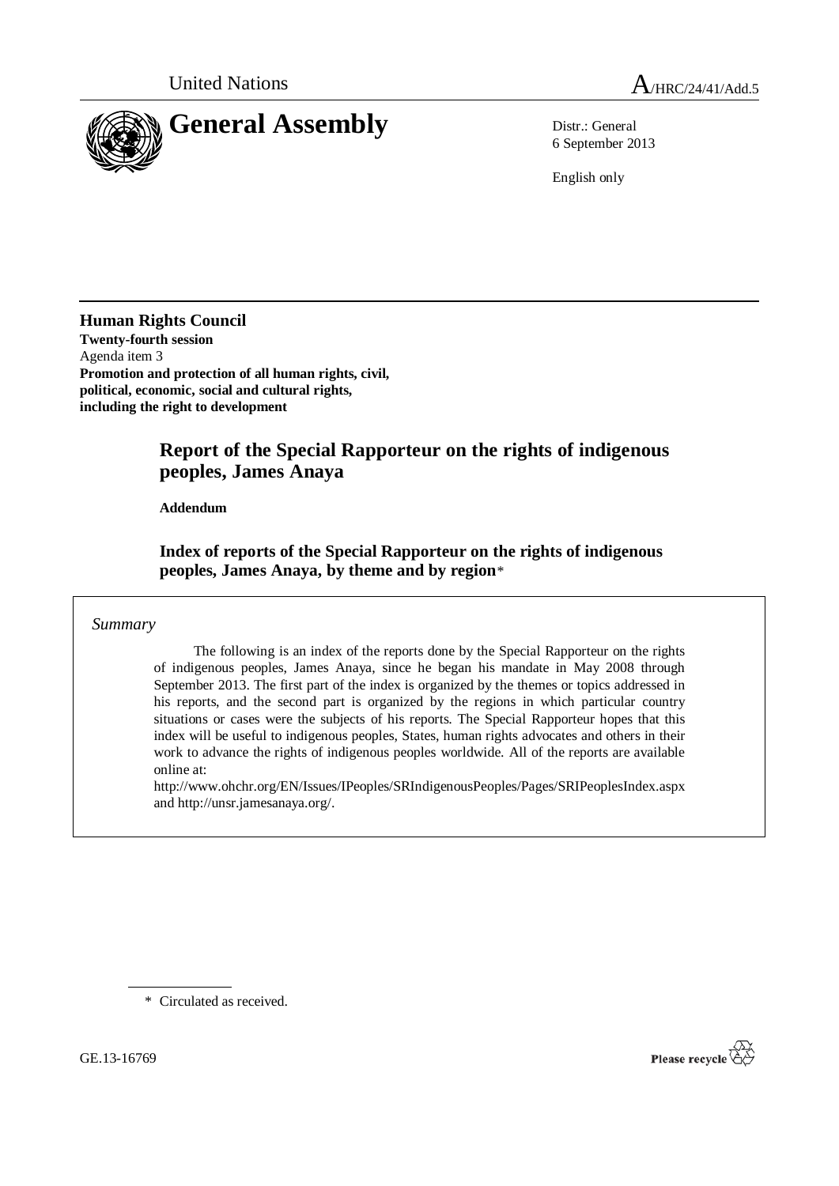United Nations

# General Assembly

A/HRC/24/41/Add.5

Distr.: General
6 September 2013

English only

**Human Rights Council**
**Twenty-fourth session**
Agenda item 3
**Promotion and protection of all human rights, civil, political, economic, social and cultural rights, including the right to development**

## Report of the Special Rapporteur on the rights of indigenous peoples, James Anaya

**Addendum**

### Index of reports of the Special Rapporteur on the rights of indigenous peoples, James Anaya, by theme and by region*

*Summary*

The following is an index of the reports done by the Special Rapporteur on the rights of indigenous peoples, James Anaya, since he began his mandate in May 2008 through September 2013. The first part of the index is organized by the themes or topics addressed in his reports, and the second part is organized by the regions in which particular country situations or cases were the subjects of his reports. The Special Rapporteur hopes that this index will be useful to indigenous peoples, States, human rights advocates and others in their work to advance the rights of indigenous peoples worldwide. All of the reports are available online at:
http://www.ohchr.org/EN/Issues/IPeoples/SRIndigenousPeoples/Pages/SRIPeoplesIndex.aspx and http://unsr.jamesanaya.org/.

\* Circulated as received.

GE.13-16769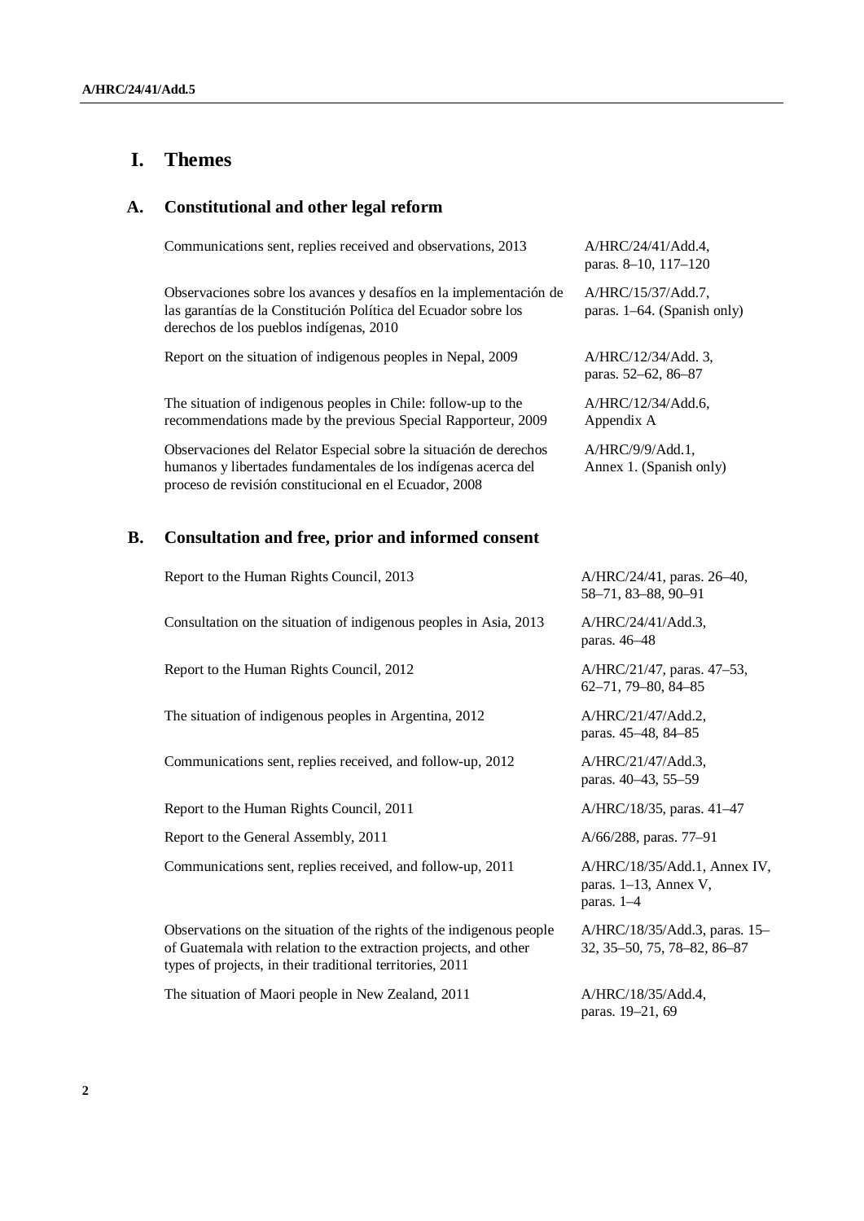# I. Themes

## A. Constitutional and other legal reform

| | |
|---|---|
| Communications sent, replies received and observations, 2013 | A/HRC/24/41/Add.4, paras. 8–10, 117–120 |
| Observaciones sobre los avances y desafíos en la implementación de las garantías de la Constitución Política del Ecuador sobre los derechos de los pueblos indígenas, 2010 | A/HRC/15/37/Add.7, paras. 1–64. (Spanish only) |
| Report on the situation of indigenous peoples in Nepal, 2009 | A/HRC/12/34/Add. 3, paras. 52–62, 86–87 |
| The situation of indigenous peoples in Chile: follow-up to the recommendations made by the previous Special Rapporteur, 2009 | A/HRC/12/34/Add.6, Appendix A |
| Observaciones del Relator Especial sobre la situación de derechos humanos y libertades fundamentales de los indígenas acerca del proceso de revisión constitucional en el Ecuador, 2008 | A/HRC/9/9/Add.1, Annex 1. (Spanish only) |

## B. Consultation and free, prior and informed consent

| | |
|---|---|
| Report to the Human Rights Council, 2013 | A/HRC/24/41, paras. 26–40, 58–71, 83–88, 90–91 |
| Consultation on the situation of indigenous peoples in Asia, 2013 | A/HRC/24/41/Add.3, paras. 46–48 |
| Report to the Human Rights Council, 2012 | A/HRC/21/47, paras. 47–53, 62–71, 79–80, 84–85 |
| The situation of indigenous peoples in Argentina, 2012 | A/HRC/21/47/Add.2, paras. 45–48, 84–85 |
| Communications sent, replies received, and follow-up, 2012 | A/HRC/21/47/Add.3, paras. 40–43, 55–59 |
| Report to the Human Rights Council, 2011 | A/HRC/18/35, paras. 41–47 |
| Report to the General Assembly, 2011 | A/66/288, paras. 77–91 |
| Communications sent, replies received, and follow-up, 2011 | A/HRC/18/35/Add.1, Annex IV, paras. 1–13, Annex V, paras. 1–4 |
| Observations on the situation of the rights of the indigenous people of Guatemala with relation to the extraction projects, and other types of projects, in their traditional territories, 2011 | A/HRC/18/35/Add.3, paras. 15–32, 35–50, 75, 78–82, 86–87 |
| The situation of Maori people in New Zealand, 2011 | A/HRC/18/35/Add.4, paras. 19–21, 69 |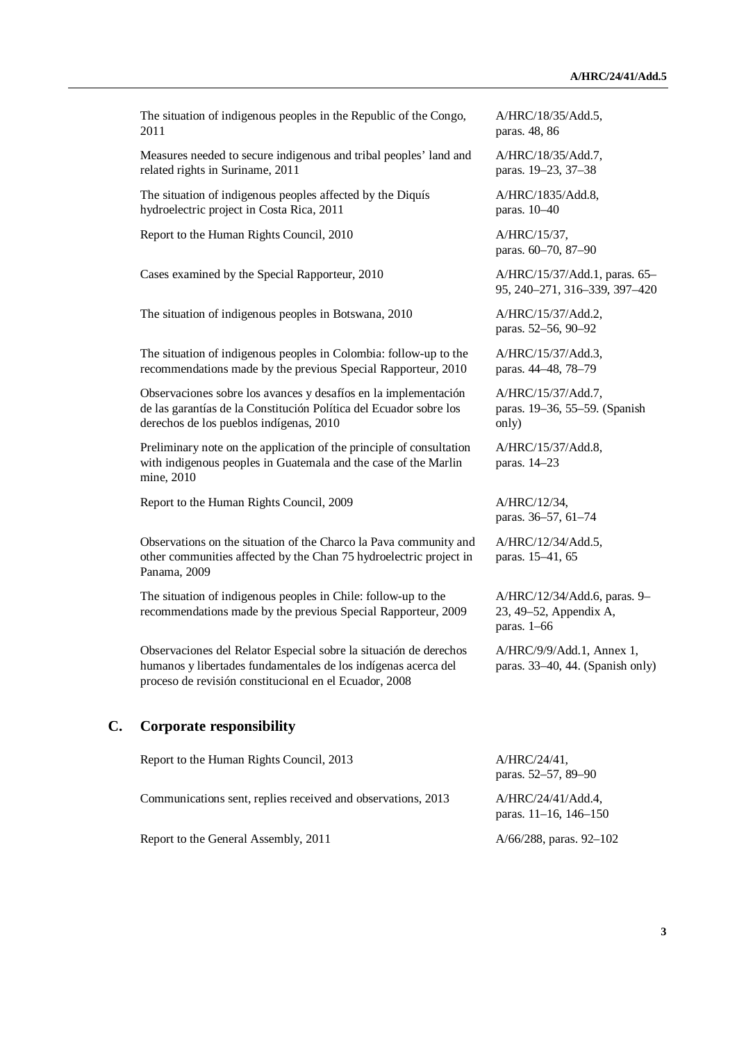| | |
|---|---|
| The situation of indigenous peoples in the Republic of the Congo, 2011 | A/HRC/18/35/Add.5, paras. 48, 86 |
| Measures needed to secure indigenous and tribal peoples' land and related rights in Suriname, 2011 | A/HRC/18/35/Add.7, paras. 19–23, 37–38 |
| The situation of indigenous peoples affected by the Diquís hydroelectric project in Costa Rica, 2011 | A/HRC/1835/Add.8, paras. 10–40 |
| Report to the Human Rights Council, 2010 | A/HRC/15/37, paras. 60–70, 87–90 |
| Cases examined by the Special Rapporteur, 2010 | A/HRC/15/37/Add.1, paras. 65–95, 240–271, 316–339, 397–420 |
| The situation of indigenous peoples in Botswana, 2010 | A/HRC/15/37/Add.2, paras. 52–56, 90–92 |
| The situation of indigenous peoples in Colombia: follow-up to the recommendations made by the previous Special Rapporteur, 2010 | A/HRC/15/37/Add.3, paras. 44–48, 78–79 |
| Observaciones sobre los avances y desafíos en la implementación de las garantías de la Constitución Política del Ecuador sobre los derechos de los pueblos indígenas, 2010 | A/HRC/15/37/Add.7, paras. 19–36, 55–59. (Spanish only) |
| Preliminary note on the application of the principle of consultation with indigenous peoples in Guatemala and the case of the Marlin mine, 2010 | A/HRC/15/37/Add.8, paras. 14–23 |
| Report to the Human Rights Council, 2009 | A/HRC/12/34, paras. 36–57, 61–74 |
| Observations on the situation of the Charco la Pava community and other communities affected by the Chan 75 hydroelectric project in Panama, 2009 | A/HRC/12/34/Add.5, paras. 15–41, 65 |
| The situation of indigenous peoples in Chile: follow-up to the recommendations made by the previous Special Rapporteur, 2009 | A/HRC/12/34/Add.6, paras. 9–23, 49–52, Appendix A, paras. 1–66 |
| Observaciones del Relator Especial sobre la situación de derechos humanos y libertades fundamentales de los indígenas acerca del proceso de revisión constitucional en el Ecuador, 2008 | A/HRC/9/9/Add.1, Annex 1, paras. 33–40, 44. (Spanish only) |

## C. Corporate responsibility

| | |
|---|---|
| Report to the Human Rights Council, 2013 | A/HRC/24/41, paras. 52–57, 89–90 |
| Communications sent, replies received and observations, 2013 | A/HRC/24/41/Add.4, paras. 11–16, 146–150 |
| Report to the General Assembly, 2011 | A/66/288, paras. 92–102 |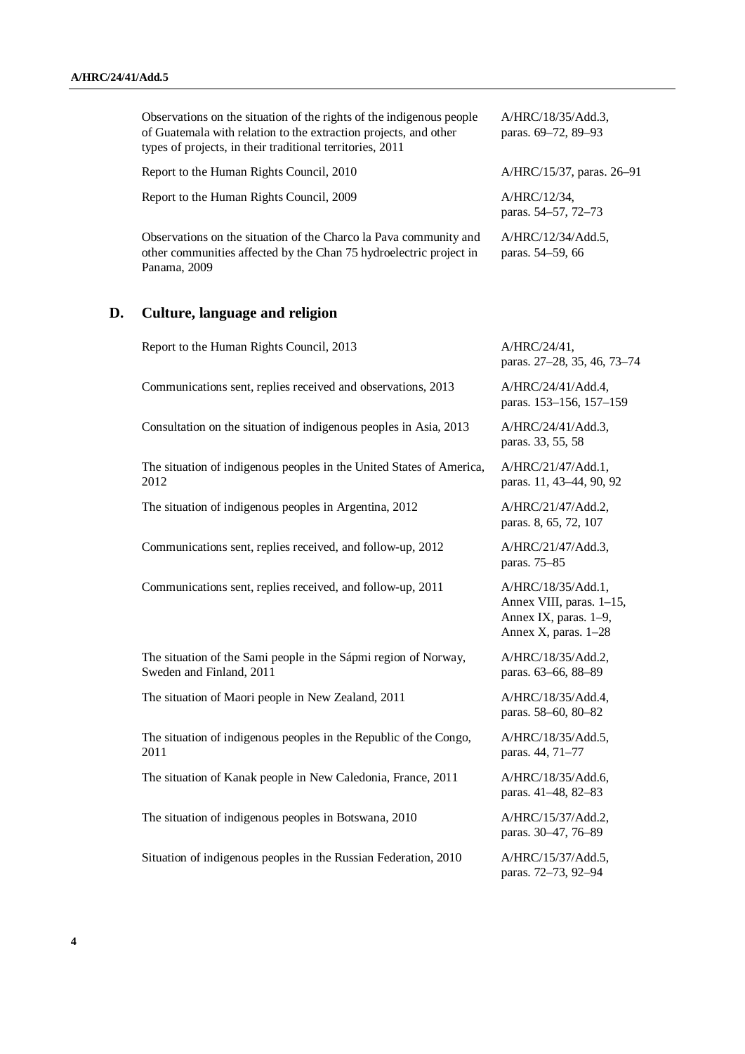| | |
|---|---|
| Observations on the situation of the rights of the indigenous people of Guatemala with relation to the extraction projects, and other types of projects, in their traditional territories, 2011 | A/HRC/18/35/Add.3, paras. 69–72, 89–93 |
| Report to the Human Rights Council, 2010 | A/HRC/15/37, paras. 26–91 |
| Report to the Human Rights Council, 2009 | A/HRC/12/34, paras. 54–57, 72–73 |
| Observations on the situation of the Charco la Pava community and other communities affected by the Chan 75 hydroelectric project in Panama, 2009 | A/HRC/12/34/Add.5, paras. 54–59, 66 |

## D. Culture, language and religion

| | |
|---|---|
| Report to the Human Rights Council, 2013 | A/HRC/24/41, paras. 27–28, 35, 46, 73–74 |
| Communications sent, replies received and observations, 2013 | A/HRC/24/41/Add.4, paras. 153–156, 157–159 |
| Consultation on the situation of indigenous peoples in Asia, 2013 | A/HRC/24/41/Add.3, paras. 33, 55, 58 |
| The situation of indigenous peoples in the United States of America, 2012 | A/HRC/21/47/Add.1, paras. 11, 43–44, 90, 92 |
| The situation of indigenous peoples in Argentina, 2012 | A/HRC/21/47/Add.2, paras. 8, 65, 72, 107 |
| Communications sent, replies received, and follow-up, 2012 | A/HRC/21/47/Add.3, paras. 75–85 |
| Communications sent, replies received, and follow-up, 2011 | A/HRC/18/35/Add.1, Annex VIII, paras. 1–15, Annex IX, paras. 1–9, Annex X, paras. 1–28 |
| The situation of the Sami people in the Sápmi region of Norway, Sweden and Finland, 2011 | A/HRC/18/35/Add.2, paras. 63–66, 88–89 |
| The situation of Maori people in New Zealand, 2011 | A/HRC/18/35/Add.4, paras. 58–60, 80–82 |
| The situation of indigenous peoples in the Republic of the Congo, 2011 | A/HRC/18/35/Add.5, paras. 44, 71–77 |
| The situation of Kanak people in New Caledonia, France, 2011 | A/HRC/18/35/Add.6, paras. 41–48, 82–83 |
| The situation of indigenous peoples in Botswana, 2010 | A/HRC/15/37/Add.2, paras. 30–47, 76–89 |
| Situation of indigenous peoples in the Russian Federation, 2010 | A/HRC/15/37/Add.5, paras. 72–73, 92–94 |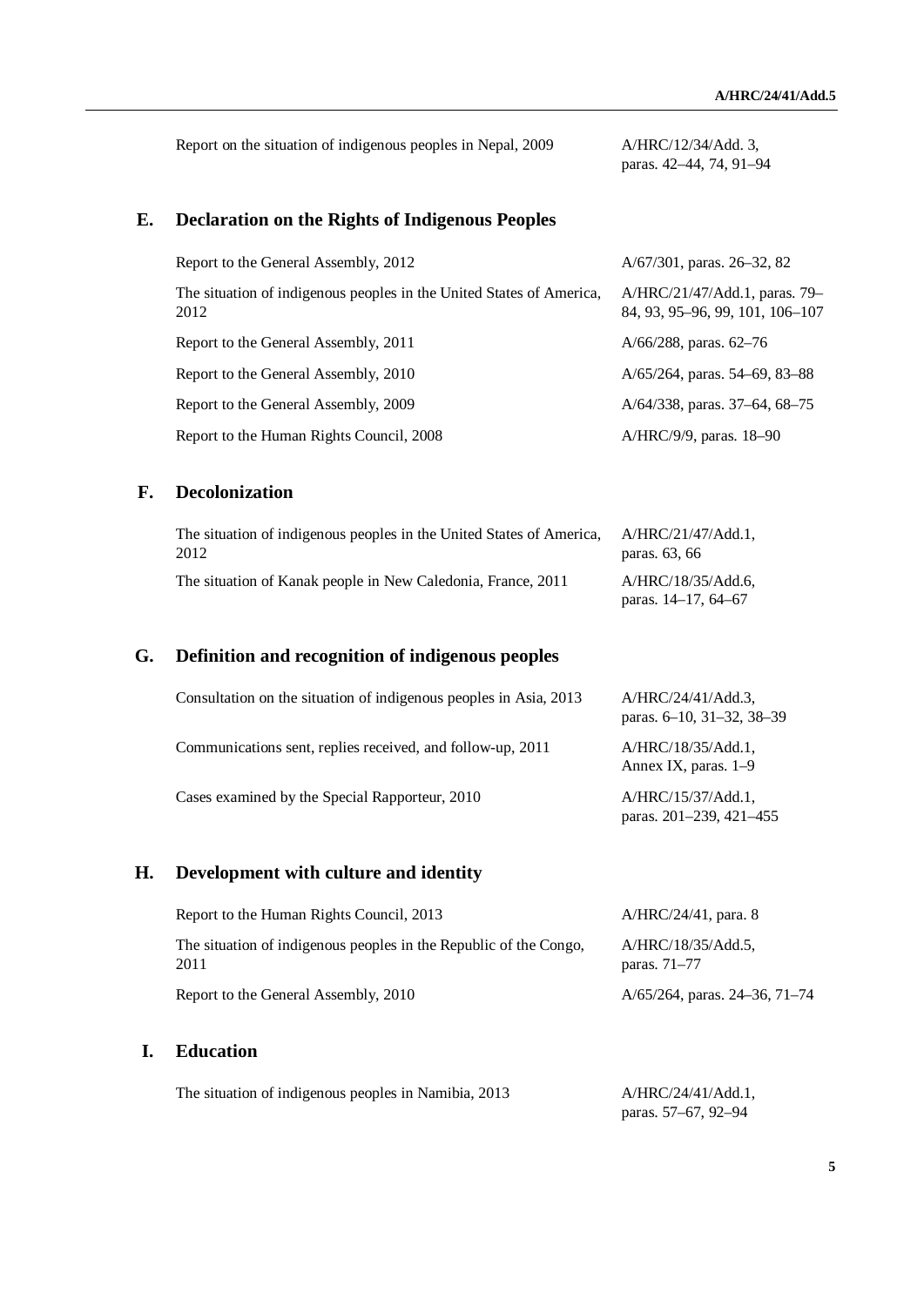| | |
|---|---|
| Report on the situation of indigenous peoples in Nepal, 2009 | A/HRC/12/34/Add. 3, paras. 42–44, 74, 91–94 |

## E. Declaration on the Rights of Indigenous Peoples

| | |
|---|---|
| Report to the General Assembly, 2012 | A/67/301, paras. 26–32, 82 |
| The situation of indigenous peoples in the United States of America, 2012 | A/HRC/21/47/Add.1, paras. 79–84, 93, 95–96, 99, 101, 106–107 |
| Report to the General Assembly, 2011 | A/66/288, paras. 62–76 |
| Report to the General Assembly, 2010 | A/65/264, paras. 54–69, 83–88 |
| Report to the General Assembly, 2009 | A/64/338, paras. 37–64, 68–75 |
| Report to the Human Rights Council, 2008 | A/HRC/9/9, paras. 18–90 |

## F. Decolonization

| | |
|---|---|
| The situation of indigenous peoples in the United States of America, 2012 | A/HRC/21/47/Add.1, paras. 63, 66 |
| The situation of Kanak people in New Caledonia, France, 2011 | A/HRC/18/35/Add.6, paras. 14–17, 64–67 |

## G. Definition and recognition of indigenous peoples

| | |
|---|---|
| Consultation on the situation of indigenous peoples in Asia, 2013 | A/HRC/24/41/Add.3, paras. 6–10, 31–32, 38–39 |
| Communications sent, replies received, and follow-up, 2011 | A/HRC/18/35/Add.1, Annex IX, paras. 1–9 |
| Cases examined by the Special Rapporteur, 2010 | A/HRC/15/37/Add.1, paras. 201–239, 421–455 |

## H. Development with culture and identity

| | |
|---|---|
| Report to the Human Rights Council, 2013 | A/HRC/24/41, para. 8 |
| The situation of indigenous peoples in the Republic of the Congo, 2011 | A/HRC/18/35/Add.5, paras. 71–77 |
| Report to the General Assembly, 2010 | A/65/264, paras. 24–36, 71–74 |

## I. Education

| | |
|---|---|
| The situation of indigenous peoples in Namibia, 2013 | A/HRC/24/41/Add.1, paras. 57–67, 92–94 |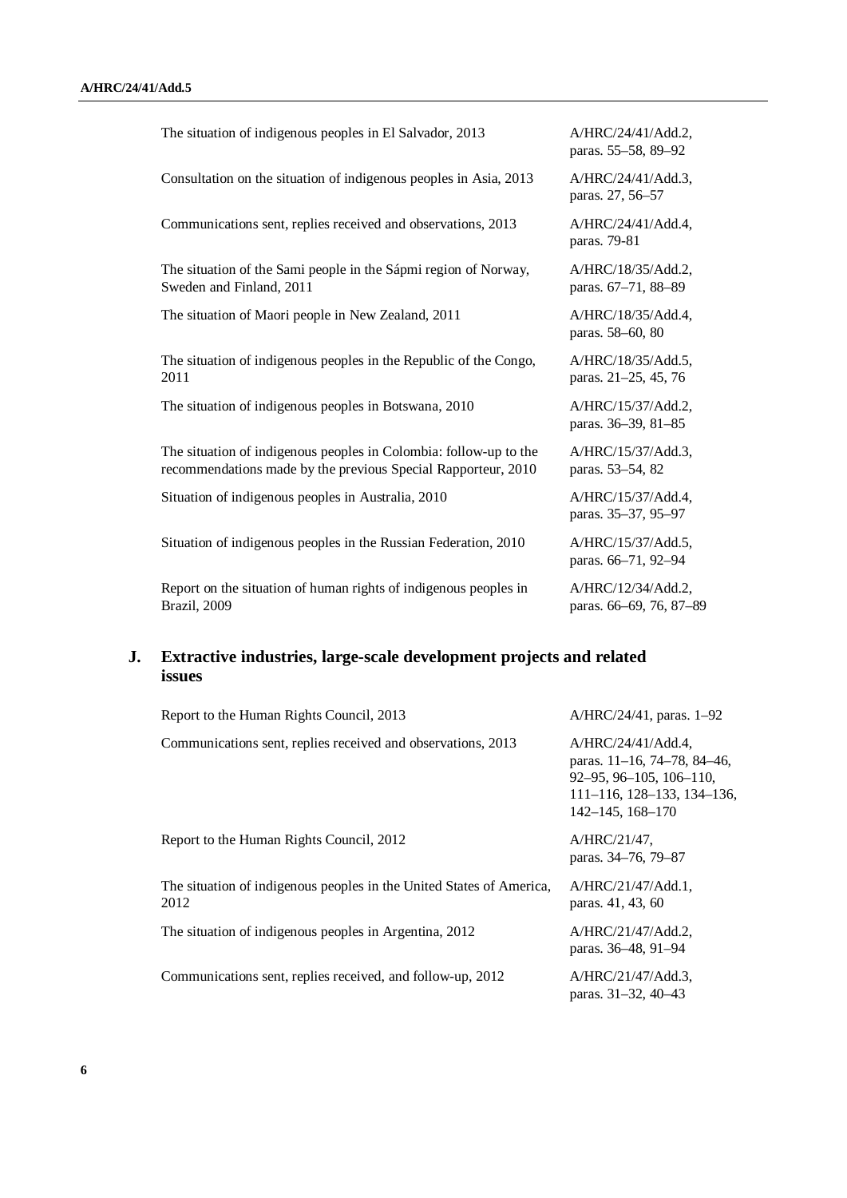| | |
|---|---|
| The situation of indigenous peoples in El Salvador, 2013 | A/HRC/24/41/Add.2, paras. 55–58, 89–92 |
| Consultation on the situation of indigenous peoples in Asia, 2013 | A/HRC/24/41/Add.3, paras. 27, 56–57 |
| Communications sent, replies received and observations, 2013 | A/HRC/24/41/Add.4, paras. 79-81 |
| The situation of the Sami people in the Sápmi region of Norway, Sweden and Finland, 2011 | A/HRC/18/35/Add.2, paras. 67–71, 88–89 |
| The situation of Maori people in New Zealand, 2011 | A/HRC/18/35/Add.4, paras. 58–60, 80 |
| The situation of indigenous peoples in the Republic of the Congo, 2011 | A/HRC/18/35/Add.5, paras. 21–25, 45, 76 |
| The situation of indigenous peoples in Botswana, 2010 | A/HRC/15/37/Add.2, paras. 36–39, 81–85 |
| The situation of indigenous peoples in Colombia: follow-up to the recommendations made by the previous Special Rapporteur, 2010 | A/HRC/15/37/Add.3, paras. 53–54, 82 |
| Situation of indigenous peoples in Australia, 2010 | A/HRC/15/37/Add.4, paras. 35–37, 95–97 |
| Situation of indigenous peoples in the Russian Federation, 2010 | A/HRC/15/37/Add.5, paras. 66–71, 92–94 |
| Report on the situation of human rights of indigenous peoples in Brazil, 2009 | A/HRC/12/34/Add.2, paras. 66–69, 76, 87–89 |

## J. Extractive industries, large-scale development projects and related issues

| | |
|---|---|
| Report to the Human Rights Council, 2013 | A/HRC/24/41, paras. 1–92 |
| Communications sent, replies received and observations, 2013 | A/HRC/24/41/Add.4, paras. 11–16, 74–78, 84–46, 92–95, 96–105, 106–110, 111–116, 128–133, 134–136, 142–145, 168–170 |
| Report to the Human Rights Council, 2012 | A/HRC/21/47, paras. 34–76, 79–87 |
| The situation of indigenous peoples in the United States of America, 2012 | A/HRC/21/47/Add.1, paras. 41, 43, 60 |
| The situation of indigenous peoples in Argentina, 2012 | A/HRC/21/47/Add.2, paras. 36–48, 91–94 |
| Communications sent, replies received, and follow-up, 2012 | A/HRC/21/47/Add.3, paras. 31–32, 40–43 |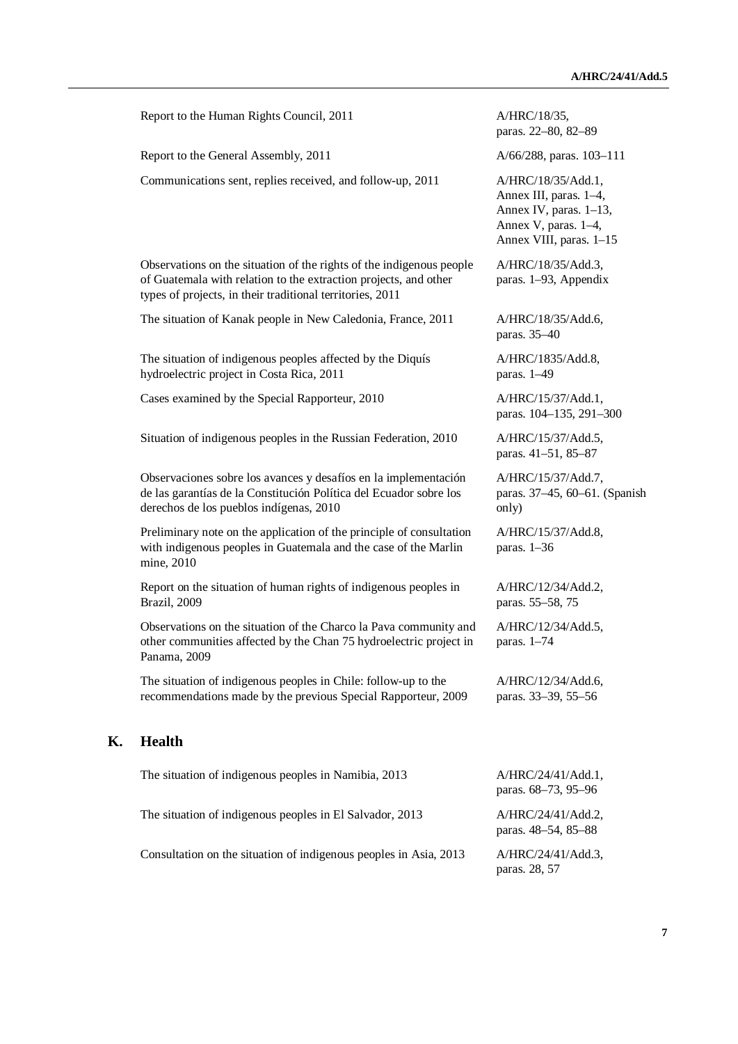| | |
|---|---|
| Report to the Human Rights Council, 2011 | A/HRC/18/35, paras. 22–80, 82–89 |
| Report to the General Assembly, 2011 | A/66/288, paras. 103–111 |
| Communications sent, replies received, and follow-up, 2011 | A/HRC/18/35/Add.1, Annex III, paras. 1–4, Annex IV, paras. 1–13, Annex V, paras. 1–4, Annex VIII, paras. 1–15 |
| Observations on the situation of the rights of the indigenous people of Guatemala with relation to the extraction projects, and other types of projects, in their traditional territories, 2011 | A/HRC/18/35/Add.3, paras. 1–93, Appendix |
| The situation of Kanak people in New Caledonia, France, 2011 | A/HRC/18/35/Add.6, paras. 35–40 |
| The situation of indigenous peoples affected by the Diquís hydroelectric project in Costa Rica, 2011 | A/HRC/1835/Add.8, paras. 1–49 |
| Cases examined by the Special Rapporteur, 2010 | A/HRC/15/37/Add.1, paras. 104–135, 291–300 |
| Situation of indigenous peoples in the Russian Federation, 2010 | A/HRC/15/37/Add.5, paras. 41–51, 85–87 |
| Observaciones sobre los avances y desafíos en la implementación de las garantías de la Constitución Política del Ecuador sobre los derechos de los pueblos indígenas, 2010 | A/HRC/15/37/Add.7, paras. 37–45, 60–61. (Spanish only) |
| Preliminary note on the application of the principle of consultation with indigenous peoples in Guatemala and the case of the Marlin mine, 2010 | A/HRC/15/37/Add.8, paras. 1–36 |
| Report on the situation of human rights of indigenous peoples in Brazil, 2009 | A/HRC/12/34/Add.2, paras. 55–58, 75 |
| Observations on the situation of the Charco la Pava community and other communities affected by the Chan 75 hydroelectric project in Panama, 2009 | A/HRC/12/34/Add.5, paras. 1–74 |
| The situation of indigenous peoples in Chile: follow-up to the recommendations made by the previous Special Rapporteur, 2009 | A/HRC/12/34/Add.6, paras. 33–39, 55–56 |

## K. Health

| | |
|---|---|
| The situation of indigenous peoples in Namibia, 2013 | A/HRC/24/41/Add.1, paras. 68–73, 95–96 |
| The situation of indigenous peoples in El Salvador, 2013 | A/HRC/24/41/Add.2, paras. 48–54, 85–88 |
| Consultation on the situation of indigenous peoples in Asia, 2013 | A/HRC/24/41/Add.3, paras. 28, 57 |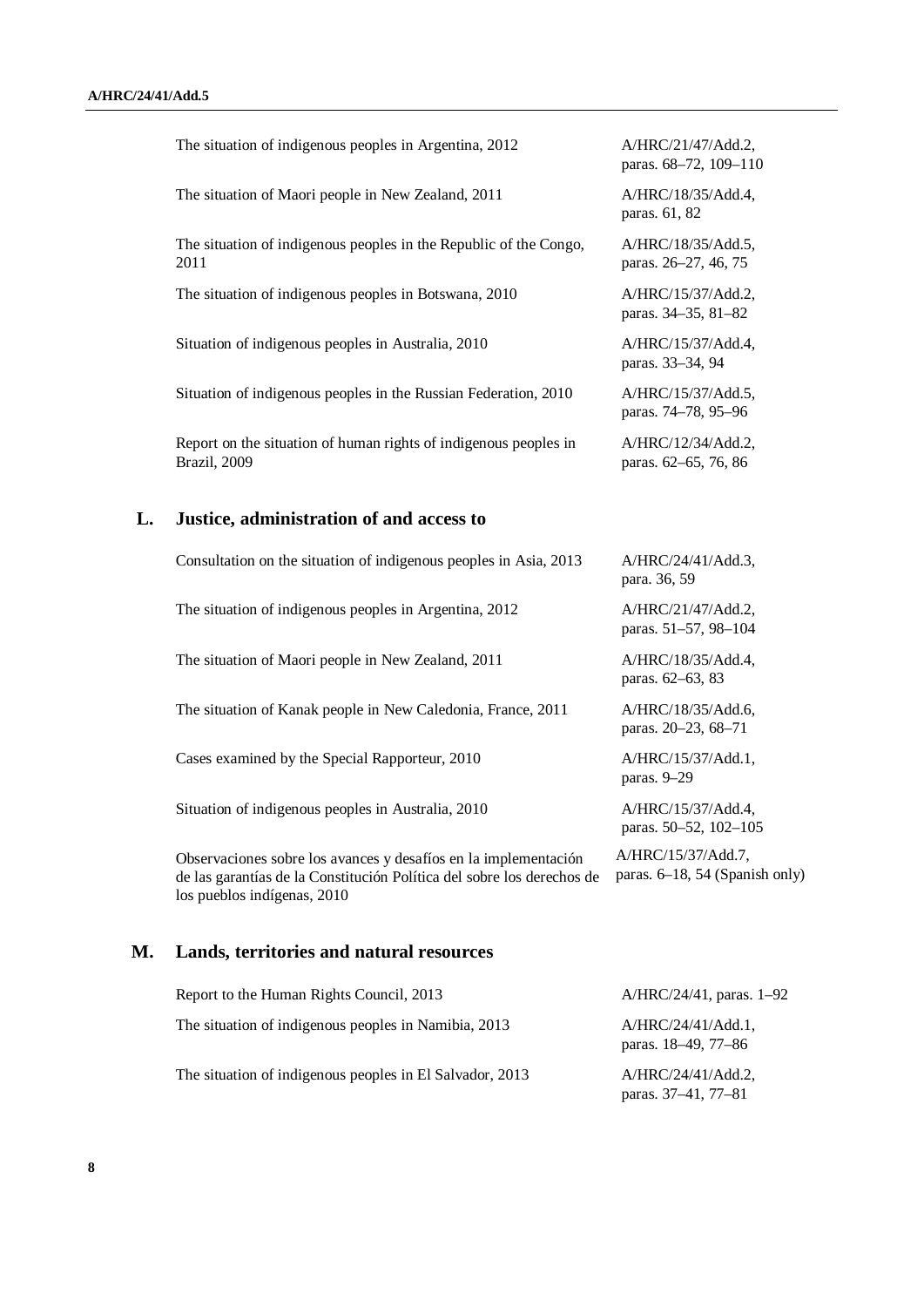| | |
|---|---|
| The situation of indigenous peoples in Argentina, 2012 | A/HRC/21/47/Add.2, paras. 68–72, 109–110 |
| The situation of Maori people in New Zealand, 2011 | A/HRC/18/35/Add.4, paras. 61, 82 |
| The situation of indigenous peoples in the Republic of the Congo, 2011 | A/HRC/18/35/Add.5, paras. 26–27, 46, 75 |
| The situation of indigenous peoples in Botswana, 2010 | A/HRC/15/37/Add.2, paras. 34–35, 81–82 |
| Situation of indigenous peoples in Australia, 2010 | A/HRC/15/37/Add.4, paras. 33–34, 94 |
| Situation of indigenous peoples in the Russian Federation, 2010 | A/HRC/15/37/Add.5, paras. 74–78, 95–96 |
| Report on the situation of human rights of indigenous peoples in Brazil, 2009 | A/HRC/12/34/Add.2, paras. 62–65, 76, 86 |

## L. Justice, administration of and access to

| | |
|---|---|
| Consultation on the situation of indigenous peoples in Asia, 2013 | A/HRC/24/41/Add.3, para. 36, 59 |
| The situation of indigenous peoples in Argentina, 2012 | A/HRC/21/47/Add.2, paras. 51–57, 98–104 |
| The situation of Maori people in New Zealand, 2011 | A/HRC/18/35/Add.4, paras. 62–63, 83 |
| The situation of Kanak people in New Caledonia, France, 2011 | A/HRC/18/35/Add.6, paras. 20–23, 68–71 |
| Cases examined by the Special Rapporteur, 2010 | A/HRC/15/37/Add.1, paras. 9–29 |
| Situation of indigenous peoples in Australia, 2010 | A/HRC/15/37/Add.4, paras. 50–52, 102–105 |
| Observaciones sobre los avances y desafíos en la implementación de las garantías de la Constitución Política del sobre los derechos de los pueblos indígenas, 2010 | A/HRC/15/37/Add.7, paras. 6–18, 54 (Spanish only) |

## M. Lands, territories and natural resources

| | |
|---|---|
| Report to the Human Rights Council, 2013 | A/HRC/24/41, paras. 1–92 |
| The situation of indigenous peoples in Namibia, 2013 | A/HRC/24/41/Add.1, paras. 18–49, 77–86 |
| The situation of indigenous peoples in El Salvador, 2013 | A/HRC/24/41/Add.2, paras. 37–41, 77–81 |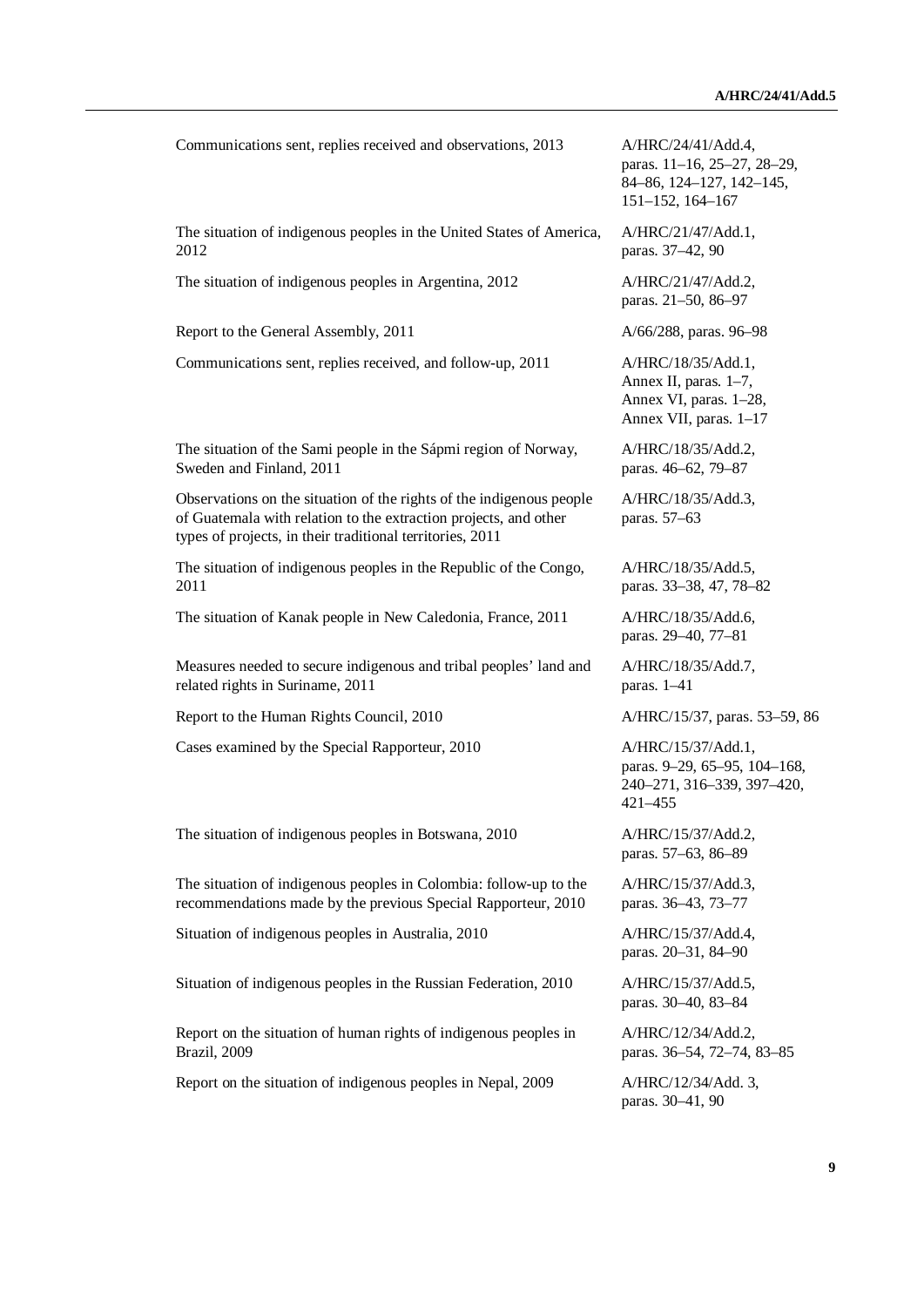| | |
|---|---|
| Communications sent, replies received and observations, 2013 | A/HRC/24/41/Add.4, paras. 11–16, 25–27, 28–29, 84–86, 124–127, 142–145, 151–152, 164–167 |
| The situation of indigenous peoples in the United States of America, 2012 | A/HRC/21/47/Add.1, paras. 37–42, 90 |
| The situation of indigenous peoples in Argentina, 2012 | A/HRC/21/47/Add.2, paras. 21–50, 86–97 |
| Report to the General Assembly, 2011 | A/66/288, paras. 96–98 |
| Communications sent, replies received, and follow-up, 2011 | A/HRC/18/35/Add.1, Annex II, paras. 1–7, Annex VI, paras. 1–28, Annex VII, paras. 1–17 |
| The situation of the Sami people in the Sápmi region of Norway, Sweden and Finland, 2011 | A/HRC/18/35/Add.2, paras. 46–62, 79–87 |
| Observations on the situation of the rights of the indigenous people of Guatemala with relation to the extraction projects, and other types of projects, in their traditional territories, 2011 | A/HRC/18/35/Add.3, paras. 57–63 |
| The situation of indigenous peoples in the Republic of the Congo, 2011 | A/HRC/18/35/Add.5, paras. 33–38, 47, 78–82 |
| The situation of Kanak people in New Caledonia, France, 2011 | A/HRC/18/35/Add.6, paras. 29–40, 77–81 |
| Measures needed to secure indigenous and tribal peoples' land and related rights in Suriname, 2011 | A/HRC/18/35/Add.7, paras. 1–41 |
| Report to the Human Rights Council, 2010 | A/HRC/15/37, paras. 53–59, 86 |
| Cases examined by the Special Rapporteur, 2010 | A/HRC/15/37/Add.1, paras. 9–29, 65–95, 104–168, 240–271, 316–339, 397–420, 421–455 |
| The situation of indigenous peoples in Botswana, 2010 | A/HRC/15/37/Add.2, paras. 57–63, 86–89 |
| The situation of indigenous peoples in Colombia: follow-up to the recommendations made by the previous Special Rapporteur, 2010 | A/HRC/15/37/Add.3, paras. 36–43, 73–77 |
| Situation of indigenous peoples in Australia, 2010 | A/HRC/15/37/Add.4, paras. 20–31, 84–90 |
| Situation of indigenous peoples in the Russian Federation, 2010 | A/HRC/15/37/Add.5, paras. 30–40, 83–84 |
| Report on the situation of human rights of indigenous peoples in Brazil, 2009 | A/HRC/12/34/Add.2, paras. 36–54, 72–74, 83–85 |
| Report on the situation of indigenous peoples in Nepal, 2009 | A/HRC/12/34/Add. 3, paras. 30–41, 90 |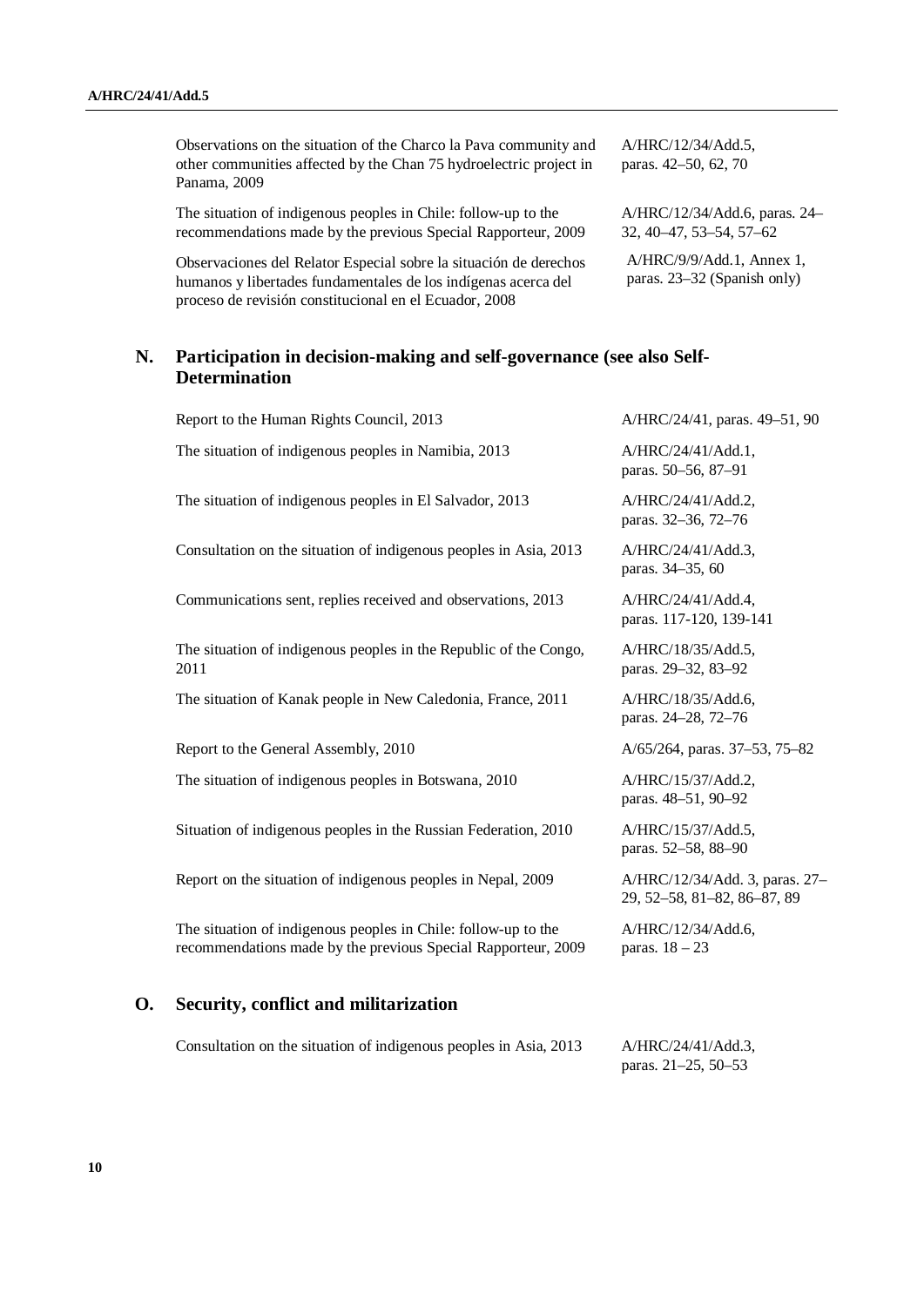| | |
|---|---|
| Observations on the situation of the Charco la Pava community and other communities affected by the Chan 75 hydroelectric project in Panama, 2009 | A/HRC/12/34/Add.5, paras. 42–50, 62, 70 |
| The situation of indigenous peoples in Chile: follow-up to the recommendations made by the previous Special Rapporteur, 2009 | A/HRC/12/34/Add.6, paras. 24–32, 40–47, 53–54, 57–62 |
| Observaciones del Relator Especial sobre la situación de derechos humanos y libertades fundamentales de los indígenas acerca del proceso de revisión constitucional en el Ecuador, 2008 | A/HRC/9/9/Add.1, Annex 1, paras. 23–32 (Spanish only) |

## N. Participation in decision-making and self-governance (see also Self-Determination

| | |
|---|---|
| Report to the Human Rights Council, 2013 | A/HRC/24/41, paras. 49–51, 90 |
| The situation of indigenous peoples in Namibia, 2013 | A/HRC/24/41/Add.1, paras. 50–56, 87–91 |
| The situation of indigenous peoples in El Salvador, 2013 | A/HRC/24/41/Add.2, paras. 32–36, 72–76 |
| Consultation on the situation of indigenous peoples in Asia, 2013 | A/HRC/24/41/Add.3, paras. 34–35, 60 |
| Communications sent, replies received and observations, 2013 | A/HRC/24/41/Add.4, paras. 117-120, 139-141 |
| The situation of indigenous peoples in the Republic of the Congo, 2011 | A/HRC/18/35/Add.5, paras. 29–32, 83–92 |
| The situation of Kanak people in New Caledonia, France, 2011 | A/HRC/18/35/Add.6, paras. 24–28, 72–76 |
| Report to the General Assembly, 2010 | A/65/264, paras. 37–53, 75–82 |
| The situation of indigenous peoples in Botswana, 2010 | A/HRC/15/37/Add.2, paras. 48–51, 90–92 |
| Situation of indigenous peoples in the Russian Federation, 2010 | A/HRC/15/37/Add.5, paras. 52–58, 88–90 |
| Report on the situation of indigenous peoples in Nepal, 2009 | A/HRC/12/34/Add. 3, paras. 27–29, 52–58, 81–82, 86–87, 89 |
| The situation of indigenous peoples in Chile: follow-up to the recommendations made by the previous Special Rapporteur, 2009 | A/HRC/12/34/Add.6, paras. 18 – 23 |

## O. Security, conflict and militarization

| | |
|---|---|
| Consultation on the situation of indigenous peoples in Asia, 2013 | A/HRC/24/41/Add.3, paras. 21–25, 50–53 |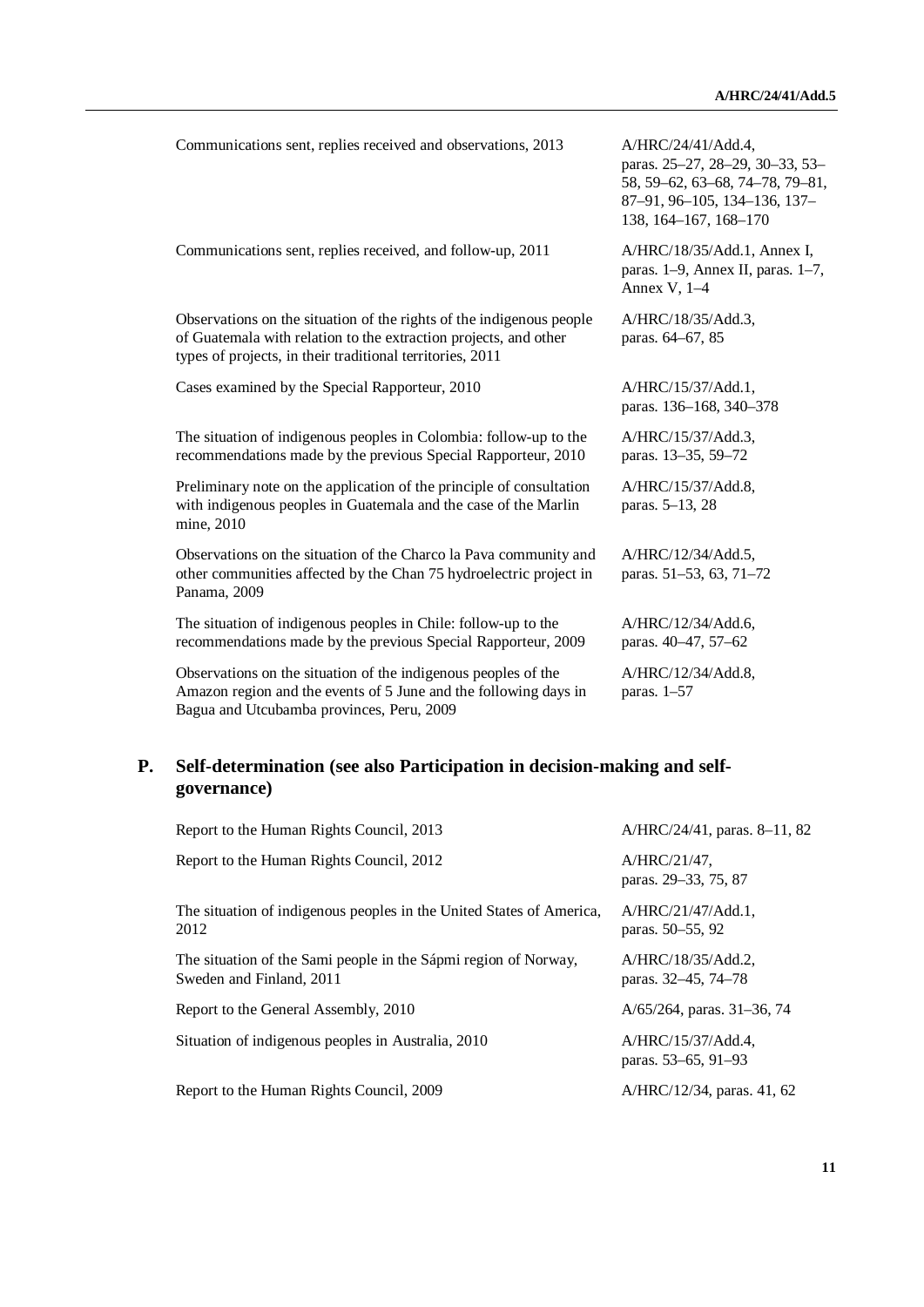| | |
|---|---|
| Communications sent, replies received and observations, 2013 | A/HRC/24/41/Add.4, paras. 25–27, 28–29, 30–33, 53–58, 59–62, 63–68, 74–78, 79–81, 87–91, 96–105, 134–136, 137–138, 164–167, 168–170 |
| Communications sent, replies received, and follow-up, 2011 | A/HRC/18/35/Add.1, Annex I, paras. 1–9, Annex II, paras. 1–7, Annex V, 1–4 |
| Observations on the situation of the rights of the indigenous people of Guatemala with relation to the extraction projects, and other types of projects, in their traditional territories, 2011 | A/HRC/18/35/Add.3, paras. 64–67, 85 |
| Cases examined by the Special Rapporteur, 2010 | A/HRC/15/37/Add.1, paras. 136–168, 340–378 |
| The situation of indigenous peoples in Colombia: follow-up to the recommendations made by the previous Special Rapporteur, 2010 | A/HRC/15/37/Add.3, paras. 13–35, 59–72 |
| Preliminary note on the application of the principle of consultation with indigenous peoples in Guatemala and the case of the Marlin mine, 2010 | A/HRC/15/37/Add.8, paras. 5–13, 28 |
| Observations on the situation of the Charco la Pava community and other communities affected by the Chan 75 hydroelectric project in Panama, 2009 | A/HRC/12/34/Add.5, paras. 51–53, 63, 71–72 |
| The situation of indigenous peoples in Chile: follow-up to the recommendations made by the previous Special Rapporteur, 2009 | A/HRC/12/34/Add.6, paras. 40–47, 57–62 |
| Observations on the situation of the indigenous peoples of the Amazon region and the events of 5 June and the following days in Bagua and Utcubamba provinces, Peru, 2009 | A/HRC/12/34/Add.8, paras. 1–57 |

## P. Self-determination (see also Participation in decision-making and self-governance)

| | |
|---|---|
| Report to the Human Rights Council, 2013 | A/HRC/24/41, paras. 8–11, 82 |
| Report to the Human Rights Council, 2012 | A/HRC/21/47, paras. 29–33, 75, 87 |
| The situation of indigenous peoples in the United States of America, 2012 | A/HRC/21/47/Add.1, paras. 50–55, 92 |
| The situation of the Sami people in the Sápmi region of Norway, Sweden and Finland, 2011 | A/HRC/18/35/Add.2, paras. 32–45, 74–78 |
| Report to the General Assembly, 2010 | A/65/264, paras. 31–36, 74 |
| Situation of indigenous peoples in Australia, 2010 | A/HRC/15/37/Add.4, paras. 53–65, 91–93 |
| Report to the Human Rights Council, 2009 | A/HRC/12/34, paras. 41, 62 |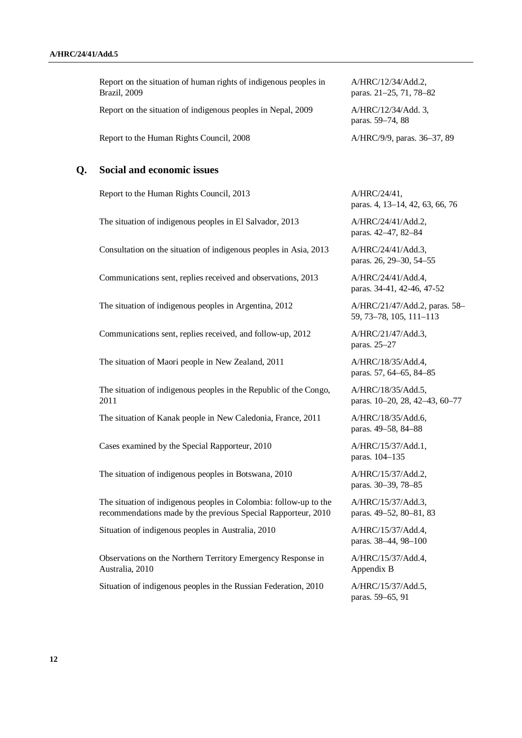| | |
|---|---|
| Report on the situation of human rights of indigenous peoples in Brazil, 2009 | A/HRC/12/34/Add.2, paras. 21–25, 71, 78–82 |
| Report on the situation of indigenous peoples in Nepal, 2009 | A/HRC/12/34/Add. 3, paras. 59–74, 88 |
| Report to the Human Rights Council, 2008 | A/HRC/9/9, paras. 36–37, 89 |

## Q. Social and economic issues

| | |
|---|---|
| Report to the Human Rights Council, 2013 | A/HRC/24/41, paras. 4, 13–14, 42, 63, 66, 76 |
| The situation of indigenous peoples in El Salvador, 2013 | A/HRC/24/41/Add.2, paras. 42–47, 82–84 |
| Consultation on the situation of indigenous peoples in Asia, 2013 | A/HRC/24/41/Add.3, paras. 26, 29–30, 54–55 |
| Communications sent, replies received and observations, 2013 | A/HRC/24/41/Add.4, paras. 34-41, 42-46, 47-52 |
| The situation of indigenous peoples in Argentina, 2012 | A/HRC/21/47/Add.2, paras. 58–59, 73–78, 105, 111–113 |
| Communications sent, replies received, and follow-up, 2012 | A/HRC/21/47/Add.3, paras. 25–27 |
| The situation of Maori people in New Zealand, 2011 | A/HRC/18/35/Add.4, paras. 57, 64–65, 84–85 |
| The situation of indigenous peoples in the Republic of the Congo, 2011 | A/HRC/18/35/Add.5, paras. 10–20, 28, 42–43, 60–77 |
| The situation of Kanak people in New Caledonia, France, 2011 | A/HRC/18/35/Add.6, paras. 49–58, 84–88 |
| Cases examined by the Special Rapporteur, 2010 | A/HRC/15/37/Add.1, paras. 104–135 |
| The situation of indigenous peoples in Botswana, 2010 | A/HRC/15/37/Add.2, paras. 30–39, 78–85 |
| The situation of indigenous peoples in Colombia: follow-up to the recommendations made by the previous Special Rapporteur, 2010 | A/HRC/15/37/Add.3, paras. 49–52, 80–81, 83 |
| Situation of indigenous peoples in Australia, 2010 | A/HRC/15/37/Add.4, paras. 38–44, 98–100 |
| Observations on the Northern Territory Emergency Response in Australia, 2010 | A/HRC/15/37/Add.4, Appendix B |
| Situation of indigenous peoples in the Russian Federation, 2010 | A/HRC/15/37/Add.5, paras. 59–65, 91 |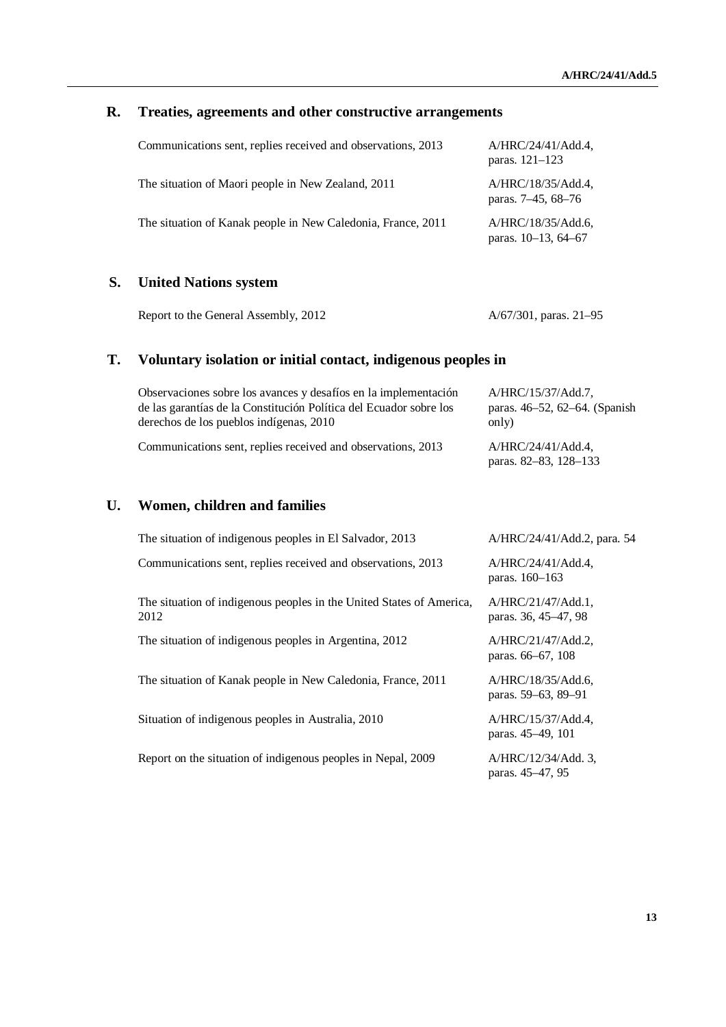## R. Treaties, agreements and other constructive arrangements

| | |
|---|---|
| Communications sent, replies received and observations, 2013 | A/HRC/24/41/Add.4, paras. 121–123 |
| The situation of Maori people in New Zealand, 2011 | A/HRC/18/35/Add.4, paras. 7–45, 68–76 |
| The situation of Kanak people in New Caledonia, France, 2011 | A/HRC/18/35/Add.6, paras. 10–13, 64–67 |

## S. United Nations system

| | |
|---|---|
| Report to the General Assembly, 2012 | A/67/301, paras. 21–95 |

## T. Voluntary isolation or initial contact, indigenous peoples in

| | |
|---|---|
| Observaciones sobre los avances y desafíos en la implementación de las garantías de la Constitución Política del Ecuador sobre los derechos de los pueblos indígenas, 2010 | A/HRC/15/37/Add.7, paras. 46–52, 62–64. (Spanish only) |
| Communications sent, replies received and observations, 2013 | A/HRC/24/41/Add.4, paras. 82–83, 128–133 |

## U. Women, children and families

| | |
|---|---|
| The situation of indigenous peoples in El Salvador, 2013 | A/HRC/24/41/Add.2, para. 54 |
| Communications sent, replies received and observations, 2013 | A/HRC/24/41/Add.4, paras. 160–163 |
| The situation of indigenous peoples in the United States of America, 2012 | A/HRC/21/47/Add.1, paras. 36, 45–47, 98 |
| The situation of indigenous peoples in Argentina, 2012 | A/HRC/21/47/Add.2, paras. 66–67, 108 |
| The situation of Kanak people in New Caledonia, France, 2011 | A/HRC/18/35/Add.6, paras. 59–63, 89–91 |
| Situation of indigenous peoples in Australia, 2010 | A/HRC/15/37/Add.4, paras. 45–49, 101 |
| Report on the situation of indigenous peoples in Nepal, 2009 | A/HRC/12/34/Add. 3, paras. 45–47, 95 |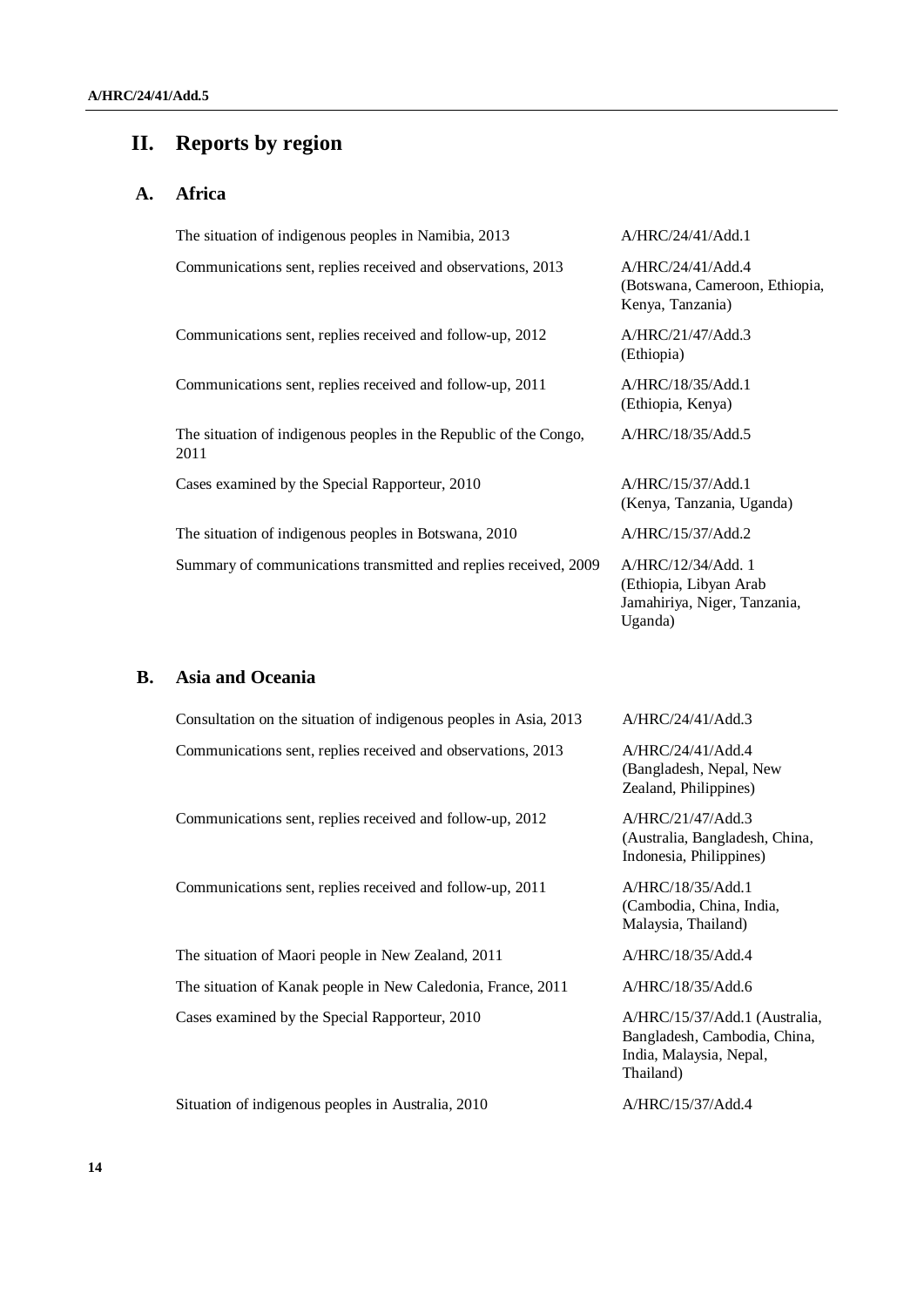# II. Reports by region

## A. Africa

| | |
|---|---|
| The situation of indigenous peoples in Namibia, 2013 | A/HRC/24/41/Add.1 |
| Communications sent, replies received and observations, 2013 | A/HRC/24/41/Add.4 (Botswana, Cameroon, Ethiopia, Kenya, Tanzania) |
| Communications sent, replies received and follow-up, 2012 | A/HRC/21/47/Add.3 (Ethiopia) |
| Communications sent, replies received and follow-up, 2011 | A/HRC/18/35/Add.1 (Ethiopia, Kenya) |
| The situation of indigenous peoples in the Republic of the Congo, 2011 | A/HRC/18/35/Add.5 |
| Cases examined by the Special Rapporteur, 2010 | A/HRC/15/37/Add.1 (Kenya, Tanzania, Uganda) |
| The situation of indigenous peoples in Botswana, 2010 | A/HRC/15/37/Add.2 |
| Summary of communications transmitted and replies received, 2009 | A/HRC/12/34/Add. 1 (Ethiopia, Libyan Arab Jamahiriya, Niger, Tanzania, Uganda) |

## B. Asia and Oceania

| | |
|---|---|
| Consultation on the situation of indigenous peoples in Asia, 2013 | A/HRC/24/41/Add.3 |
| Communications sent, replies received and observations, 2013 | A/HRC/24/41/Add.4 (Bangladesh, Nepal, New Zealand, Philippines) |
| Communications sent, replies received and follow-up, 2012 | A/HRC/21/47/Add.3 (Australia, Bangladesh, China, Indonesia, Philippines) |
| Communications sent, replies received and follow-up, 2011 | A/HRC/18/35/Add.1 (Cambodia, China, India, Malaysia, Thailand) |
| The situation of Maori people in New Zealand, 2011 | A/HRC/18/35/Add.4 |
| The situation of Kanak people in New Caledonia, France, 2011 | A/HRC/18/35/Add.6 |
| Cases examined by the Special Rapporteur, 2010 | A/HRC/15/37/Add.1 (Australia, Bangladesh, Cambodia, China, India, Malaysia, Nepal, Thailand) |
| Situation of indigenous peoples in Australia, 2010 | A/HRC/15/37/Add.4 |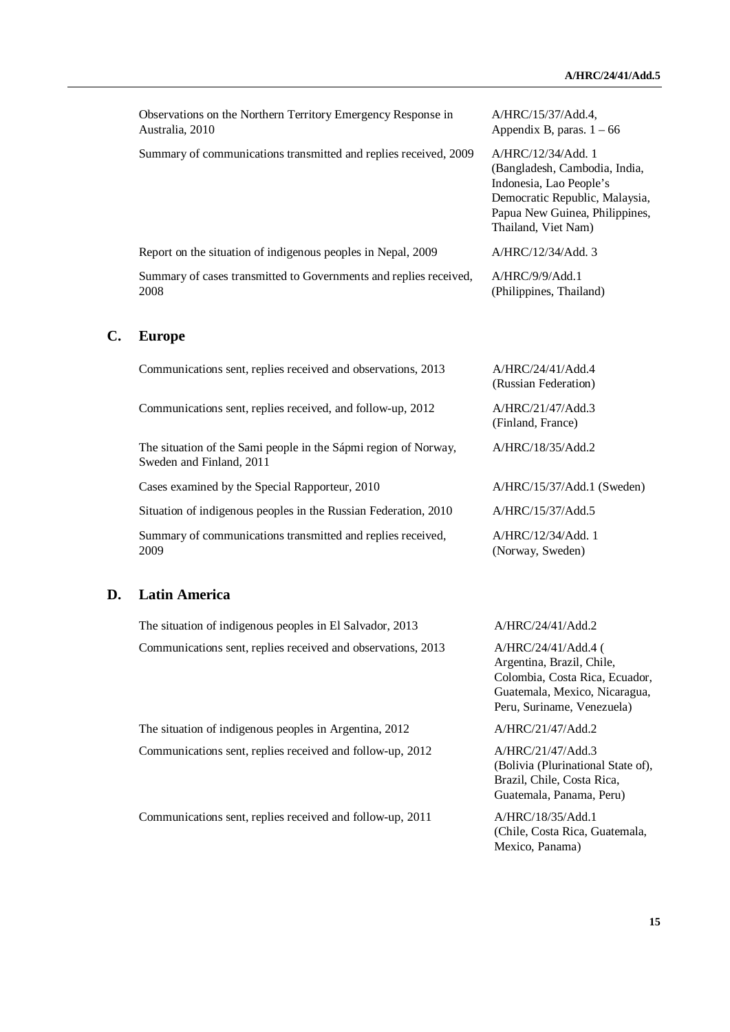| | |
|---|---|
| Observations on the Northern Territory Emergency Response in Australia, 2010 | A/HRC/15/37/Add.4, Appendix B, paras. 1 – 66 |
| Summary of communications transmitted and replies received, 2009 | A/HRC/12/34/Add. 1 (Bangladesh, Cambodia, India, Indonesia, Lao People's Democratic Republic, Malaysia, Papua New Guinea, Philippines, Thailand, Viet Nam) |
| Report on the situation of indigenous peoples in Nepal, 2009 | A/HRC/12/34/Add. 3 |
| Summary of cases transmitted to Governments and replies received, 2008 | A/HRC/9/9/Add.1 (Philippines, Thailand) |

## C. Europe

| | |
|---|---|
| Communications sent, replies received and observations, 2013 | A/HRC/24/41/Add.4 (Russian Federation) |
| Communications sent, replies received, and follow-up, 2012 | A/HRC/21/47/Add.3 (Finland, France) |
| The situation of the Sami people in the Sápmi region of Norway, Sweden and Finland, 2011 | A/HRC/18/35/Add.2 |
| Cases examined by the Special Rapporteur, 2010 | A/HRC/15/37/Add.1 (Sweden) |
| Situation of indigenous peoples in the Russian Federation, 2010 | A/HRC/15/37/Add.5 |
| Summary of communications transmitted and replies received, 2009 | A/HRC/12/34/Add. 1 (Norway, Sweden) |

## D. Latin America

| | |
|---|---|
| The situation of indigenous peoples in El Salvador, 2013 | A/HRC/24/41/Add.2 |
| Communications sent, replies received and observations, 2013 | A/HRC/24/41/Add.4 ( Argentina, Brazil, Chile, Colombia, Costa Rica, Ecuador, Guatemala, Mexico, Nicaragua, Peru, Suriname, Venezuela) |
| The situation of indigenous peoples in Argentina, 2012 | A/HRC/21/47/Add.2 |
| Communications sent, replies received and follow-up, 2012 | A/HRC/21/47/Add.3 (Bolivia (Plurinational State of), Brazil, Chile, Costa Rica, Guatemala, Panama, Peru) |
| Communications sent, replies received and follow-up, 2011 | A/HRC/18/35/Add.1 (Chile, Costa Rica, Guatemala, Mexico, Panama) |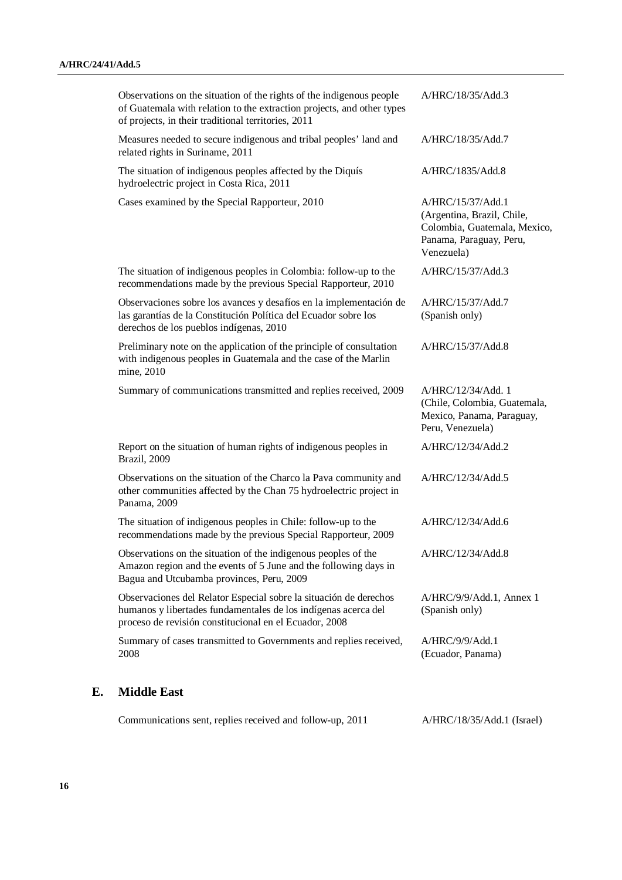| | |
|---|---|
| Observations on the situation of the rights of the indigenous people of Guatemala with relation to the extraction projects, and other types of projects, in their traditional territories, 2011 | A/HRC/18/35/Add.3 |
| Measures needed to secure indigenous and tribal peoples' land and related rights in Suriname, 2011 | A/HRC/18/35/Add.7 |
| The situation of indigenous peoples affected by the Diquís hydroelectric project in Costa Rica, 2011 | A/HRC/1835/Add.8 |
| Cases examined by the Special Rapporteur, 2010 | A/HRC/15/37/Add.1 (Argentina, Brazil, Chile, Colombia, Guatemala, Mexico, Panama, Paraguay, Peru, Venezuela) |
| The situation of indigenous peoples in Colombia: follow-up to the recommendations made by the previous Special Rapporteur, 2010 | A/HRC/15/37/Add.3 |
| Observaciones sobre los avances y desafíos en la implementación de las garantías de la Constitución Política del Ecuador sobre los derechos de los pueblos indígenas, 2010 | A/HRC/15/37/Add.7 (Spanish only) |
| Preliminary note on the application of the principle of consultation with indigenous peoples in Guatemala and the case of the Marlin mine, 2010 | A/HRC/15/37/Add.8 |
| Summary of communications transmitted and replies received, 2009 | A/HRC/12/34/Add. 1 (Chile, Colombia, Guatemala, Mexico, Panama, Paraguay, Peru, Venezuela) |
| Report on the situation of human rights of indigenous peoples in Brazil, 2009 | A/HRC/12/34/Add.2 |
| Observations on the situation of the Charco la Pava community and other communities affected by the Chan 75 hydroelectric project in Panama, 2009 | A/HRC/12/34/Add.5 |
| The situation of indigenous peoples in Chile: follow-up to the recommendations made by the previous Special Rapporteur, 2009 | A/HRC/12/34/Add.6 |
| Observations on the situation of the indigenous peoples of the Amazon region and the events of 5 June and the following days in Bagua and Utcubamba provinces, Peru, 2009 | A/HRC/12/34/Add.8 |
| Observaciones del Relator Especial sobre la situación de derechos humanos y libertades fundamentales de los indígenas acerca del proceso de revisión constitucional en el Ecuador, 2008 | A/HRC/9/9/Add.1, Annex 1 (Spanish only) |
| Summary of cases transmitted to Governments and replies received, 2008 | A/HRC/9/9/Add.1 (Ecuador, Panama) |

## E. Middle East

| | |
|---|---|
| Communications sent, replies received and follow-up, 2011 | A/HRC/18/35/Add.1 (Israel) |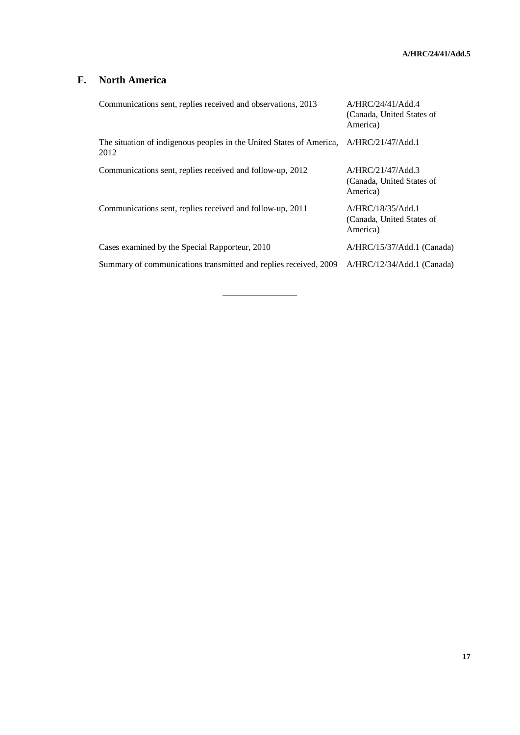## F. North America

| | |
|---|---|
| Communications sent, replies received and observations, 2013 | A/HRC/24/41/Add.4 (Canada, United States of America) |
| The situation of indigenous peoples in the United States of America, 2012 | A/HRC/21/47/Add.1 |
| Communications sent, replies received and follow-up, 2012 | A/HRC/21/47/Add.3 (Canada, United States of America) |
| Communications sent, replies received and follow-up, 2011 | A/HRC/18/35/Add.1 (Canada, United States of America) |
| Cases examined by the Special Rapporteur, 2010 | A/HRC/15/37/Add.1 (Canada) |
| Summary of communications transmitted and replies received, 2009 | A/HRC/12/34/Add.1 (Canada) |